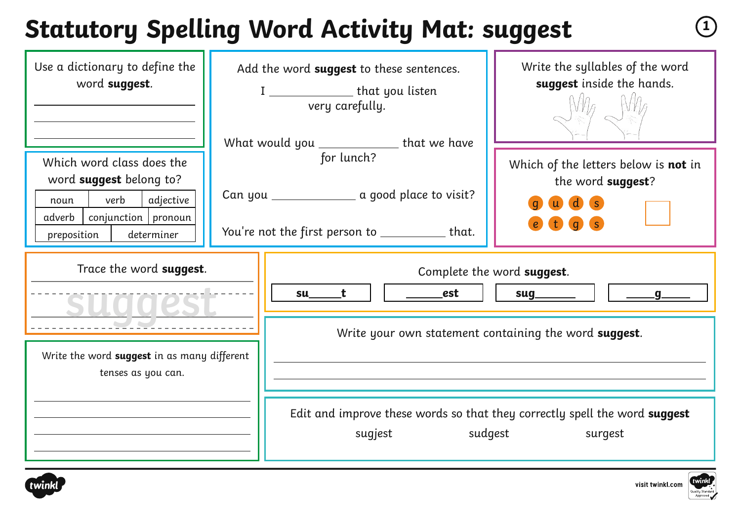# Statutory Spelling Word Activity Mat: suggest

Use a dictionary to define the word **suggest**.

______________________________

______________________________

______________________________

Which word class does the word **suggest** belong to?

| noun | verb | adjective |
|---|---|---|
| adverb | conjunction | pronoun |
| preposition | determiner | |

Add the word **suggest** to these sentences.

I ____________ that you listen very carefully.

What would you ____________ that we have for lunch?

Can you ____________ a good place to visit?

You're not the first person to __________ that.

Write the syllables of the word **suggest** inside the hands.

Which of the letters below is **not** in the word **suggest**?

g u d s
e t g s

Trace the word **suggest**.

suggest

Complete the word **suggest**.

| su\_\_\_\_\_t | \_\_\_\_\_\_est | sug\_\_\_\_\_\_ | \_\_\_\_\_g\_\_\_\_\_ |
|---|---|---|---|

Write the word **suggest** in as many different tenses as you can.

______________________________

______________________________

______________________________

______________________________

Write your own statement containing the word **suggest**.

______________________________

______________________________

Edit and improve these words so that they correctly spell the word **suggest**

sugjest sudgest surgest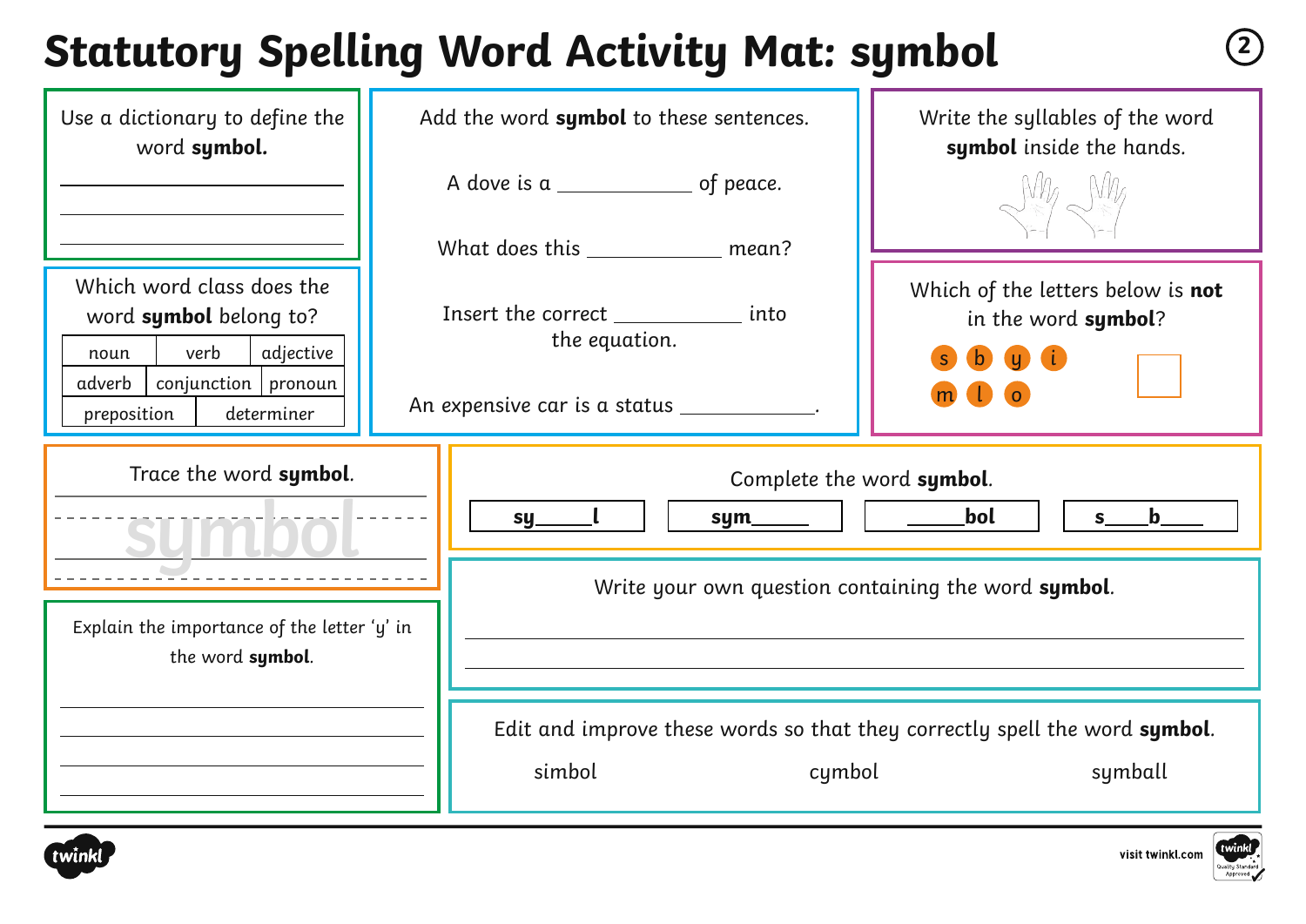# Statutory Spelling Word Activity Mat: symbol

Use a dictionary to define the word **symbol.**

___________________________

___________________________

___________________________

Add the word **symbol** to these sentences.

A dove is a ____________ of peace.

What does this ____________ mean?

Insert the correct ____________ into the equation.

An expensive car is a status ____________.

Write the syllables of the word **symbol** inside the hands.

Which word class does the word **symbol** belong to?

| noun | verb | adjective |
|---|---|---|
| adverb | conjunction | pronoun |
| preposition | determiner | |

Which of the letters below is **not** in the word **symbol**?

s b y i
m l o

Trace the word **symbol**.

symbol

Complete the word **symbol**.

| **sy\_\_\_\_\_l** | **sym\_\_\_\_\_** | **\_\_\_\_\_bol** | **s\_\_\_\_b\_\_\_\_** |
|---|---|---|---|

Explain the importance of the letter 'y' in the word **symbol**.

___________________________

___________________________

___________________________

___________________________

Write your own question containing the word **symbol**.

___________________________

___________________________

Edit and improve these words so that they correctly spell the word **symbol**.

simbol        cymbol        symball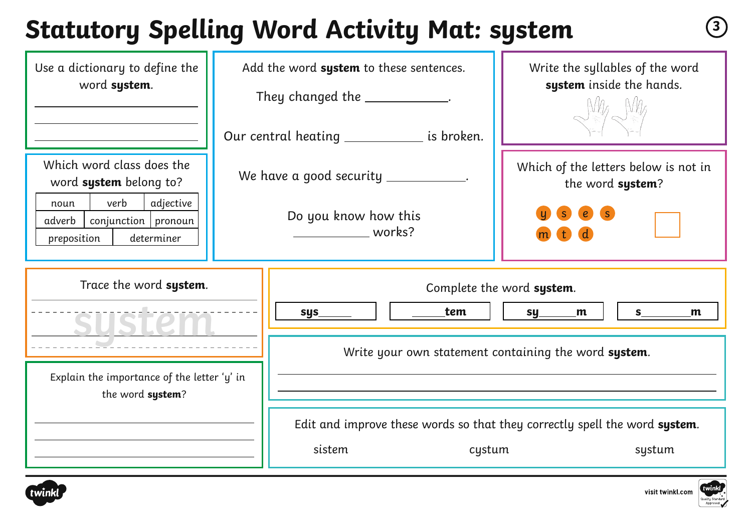# Statutory Spelling Word Activity Mat: system

Use a dictionary to define the word **system**.

\_\_\_\_\_\_\_\_\_\_\_\_\_\_\_\_\_\_\_\_\_\_\_\_\_\_\_\_\_\_

\_\_\_\_\_\_\_\_\_\_\_\_\_\_\_\_\_\_\_\_\_\_\_\_\_\_\_\_\_\_

\_\_\_\_\_\_\_\_\_\_\_\_\_\_\_\_\_\_\_\_\_\_\_\_\_\_\_\_\_\_

Which word class does the word **system** belong to?

| noun | verb | adjective |
|---|---|---|
| adverb | conjunction | pronoun |
| preposition | determiner | |

Add the word **system** to these sentences.

They changed the \_\_\_\_\_\_\_\_\_\_\_\_.

Our central heating \_\_\_\_\_\_\_\_\_\_\_\_ is broken.

We have a good security \_\_\_\_\_\_\_\_\_\_\_\_.

Do you know how this \_\_\_\_\_\_\_\_\_\_\_\_ works?

Write the syllables of the word **system** inside the hands.

Which of the letters below is not in the word **system**?

y s e s m t d

☐

Trace the word **system**.

system

Complete the word **system**.

| sys\_\_\_\_\_ | \_\_\_\_\_tem | sy\_\_\_\_\_m | s\_\_\_\_\_\_\_m |
|---|---|---|---|

Explain the importance of the letter 'y' in the word **system**?

\_\_\_\_\_\_\_\_\_\_\_\_\_\_\_\_\_\_\_\_\_\_\_\_\_\_\_\_\_\_

\_\_\_\_\_\_\_\_\_\_\_\_\_\_\_\_\_\_\_\_\_\_\_\_\_\_\_\_\_\_

\_\_\_\_\_\_\_\_\_\_\_\_\_\_\_\_\_\_\_\_\_\_\_\_\_\_\_\_\_\_

Write your own statement containing the word **system**.

\_\_\_\_\_\_\_\_\_\_\_\_\_\_\_\_\_\_\_\_\_\_\_\_\_\_\_\_\_\_

\_\_\_\_\_\_\_\_\_\_\_\_\_\_\_\_\_\_\_\_\_\_\_\_\_\_\_\_\_\_

Edit and improve these words so that they correctly spell the word **system**.

sistem cystum systum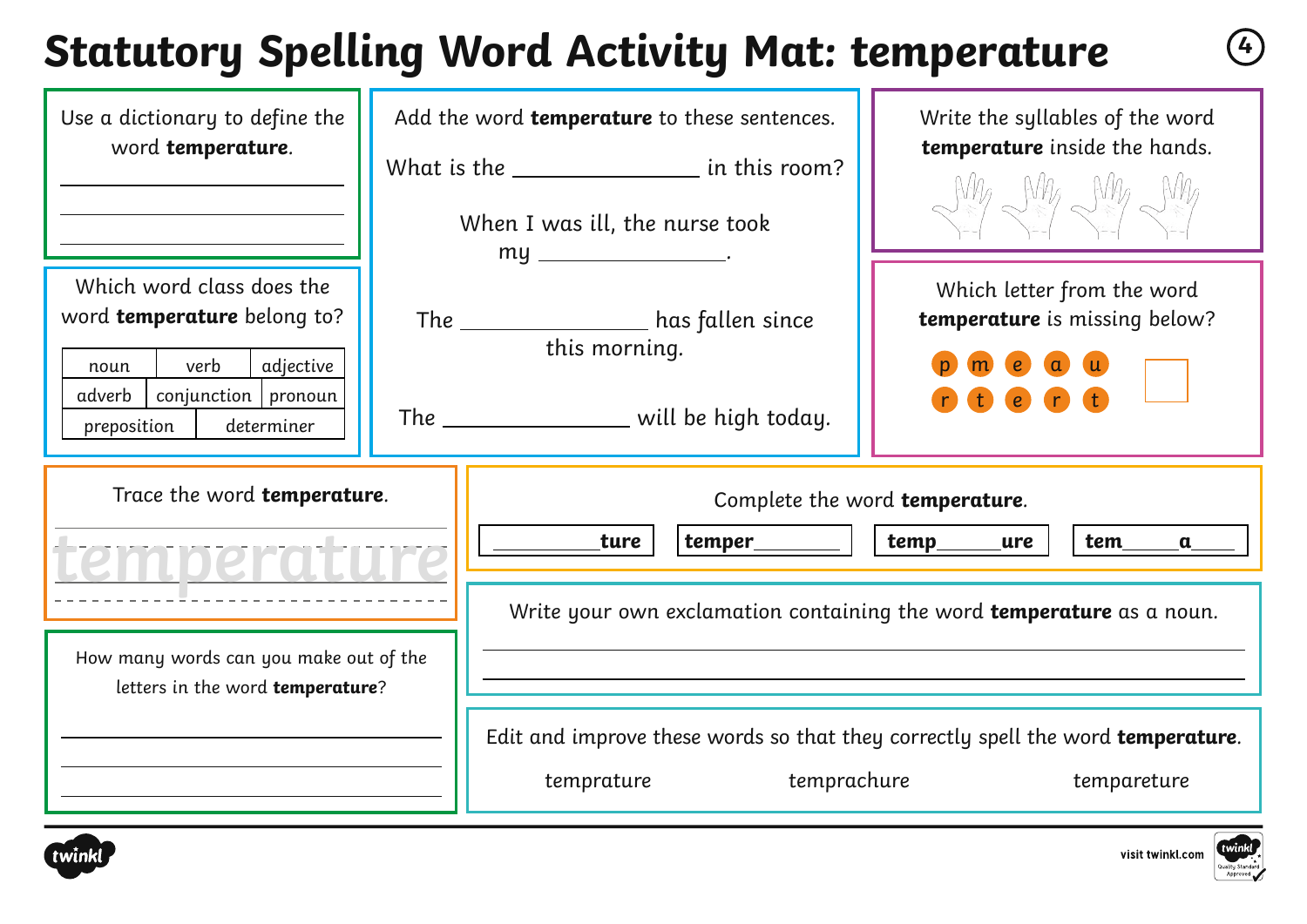# Statutory Spelling Word Activity Mat: temperature

Use a dictionary to define the word **temperature**.

\_\_\_\_\_\_\_\_\_\_\_\_\_\_\_\_\_\_\_\_\_\_\_\_

\_\_\_\_\_\_\_\_\_\_\_\_\_\_\_\_\_\_\_\_\_\_\_\_

\_\_\_\_\_\_\_\_\_\_\_\_\_\_\_\_\_\_\_\_\_\_\_\_

Which word class does the word **temperature** belong to?

| noun | verb | adjective |
|---|---|---|
| adverb | conjunction | pronoun |
| preposition | determiner | |

Add the word **temperature** to these sentences.

What is the \_\_\_\_\_\_\_\_\_\_\_\_\_\_\_\_ in this room?

When I was ill, the nurse took my \_\_\_\_\_\_\_\_\_\_\_\_\_\_\_\_.

The \_\_\_\_\_\_\_\_\_\_\_\_\_\_\_\_ has fallen since this morning.

The \_\_\_\_\_\_\_\_\_\_\_\_\_\_\_\_ will be high today.

Write the syllables of the word **temperature** inside the hands.

Which letter from the word **temperature** is missing below?

p m e a u
r t e r t

Trace the word **temperature**.

temperature

How many words can you make out of the letters in the word **temperature**?

\_\_\_\_\_\_\_\_\_\_\_\_\_\_\_\_\_\_\_\_\_\_\_\_

\_\_\_\_\_\_\_\_\_\_\_\_\_\_\_\_\_\_\_\_\_\_\_\_

\_\_\_\_\_\_\_\_\_\_\_\_\_\_\_\_\_\_\_\_\_\_\_\_

Complete the word **temperature**.

| \_\_\_\_\_\_\_\_**ture** | **temper**\_\_\_\_\_\_\_\_ | **temp**\_\_\_\_\_\_**ure** | **tem**\_\_\_\_\_**a**\_\_\_\_ |
|---|---|---|---|

Write your own exclamation containing the word **temperature** as a noun.

\_\_\_\_\_\_\_\_\_\_\_\_\_\_\_\_\_\_\_\_\_\_\_\_\_\_\_\_\_\_\_\_\_\_\_\_\_\_\_\_\_\_\_\_

\_\_\_\_\_\_\_\_\_\_\_\_\_\_\_\_\_\_\_\_\_\_\_\_\_\_\_\_\_\_\_\_\_\_\_\_\_\_\_\_\_\_\_\_

Edit and improve these words so that they correctly spell the word **temperature**.

temprature    temprachure    tempareture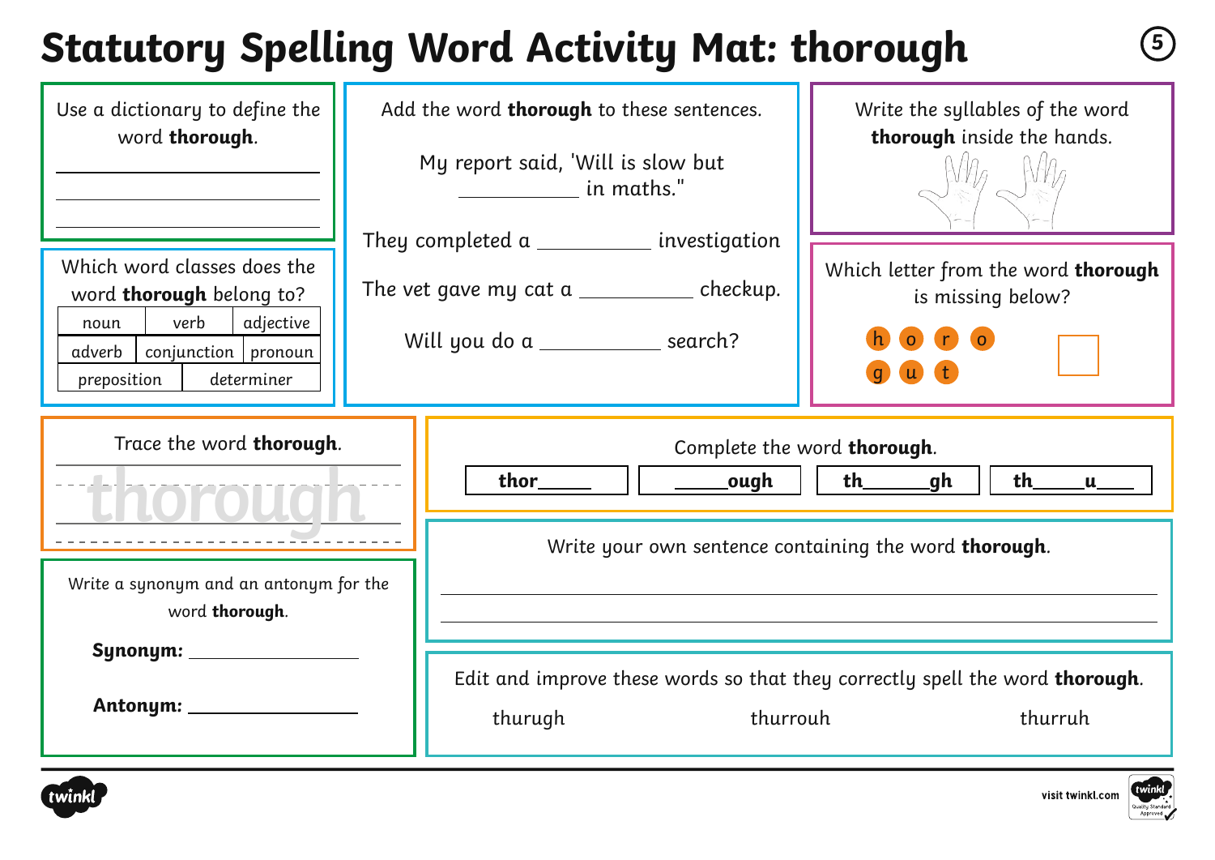# Statutory Spelling Word Activity Mat: thorough

Use a dictionary to define the word **thorough**.

______________________

______________________

______________________

Which word classes does the word **thorough** belong to?

| | | |
|---|---|---|
| noun | verb | adjective |
| adverb | conjunction | pronoun |
| preposition | determiner | |

Add the word **thorough** to these sentences.

My report said, 'Will is slow but __________ in maths."

They completed a __________ investigation

The vet gave my cat a __________ checkup.

Will you do a __________ search?

Write the syllables of the word **thorough** inside the hands.

Which letter from the word **thorough** is missing below?

h o r o g u t

Trace the word **thorough**.

thorough

Complete the word **thorough**.

| | | | |
|---|---|---|---|
| thor_____ | _____ough | th______gh | th_____u____ |

Write a synonym and an antonym for the word **thorough**.

**Synonym:** ________________

**Antonym:** ________________

Write your own sentence containing the word **thorough**.

______________________________________________

______________________________________________

Edit and improve these words so that they correctly spell the word **thorough**.

thurugh thurrouh thurruh

visit twinkl.com